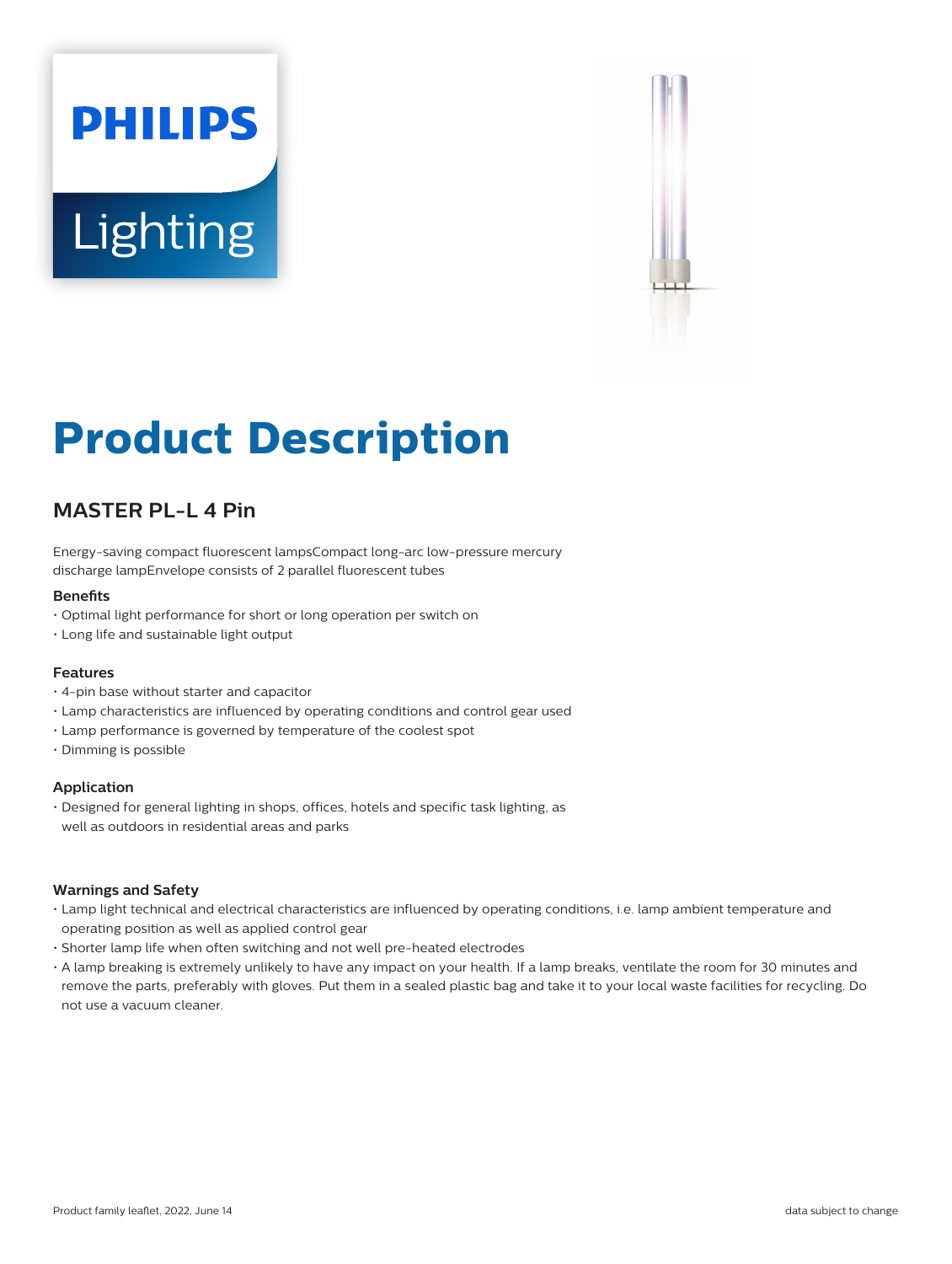PHILIPS

Lighting

# Product Description

## MASTER PL-L 4 Pin

Energy-saving compact fluorescent lampsCompact long-arc low-pressure mercury discharge lampEnvelope consists of 2 parallel fluorescent tubes

### Benefits

- Optimal light performance for short or long operation per switch on
- Long life and sustainable light output

### Features

- 4-pin base without starter and capacitor
- Lamp characteristics are influenced by operating conditions and control gear used
- Lamp performance is governed by temperature of the coolest spot
- Dimming is possible

### Application

- Designed for general lighting in shops, offices, hotels and specific task lighting, as well as outdoors in residential areas and parks

### Warnings and Safety

- Lamp light technical and electrical characteristics are influenced by operating conditions, i.e. lamp ambient temperature and operating position as well as applied control gear
- Shorter lamp life when often switching and not well pre-heated electrodes
- A lamp breaking is extremely unlikely to have any impact on your health. If a lamp breaks, ventilate the room for 30 minutes and remove the parts, preferably with gloves. Put them in a sealed plastic bag and take it to your local waste facilities for recycling. Do not use a vacuum cleaner.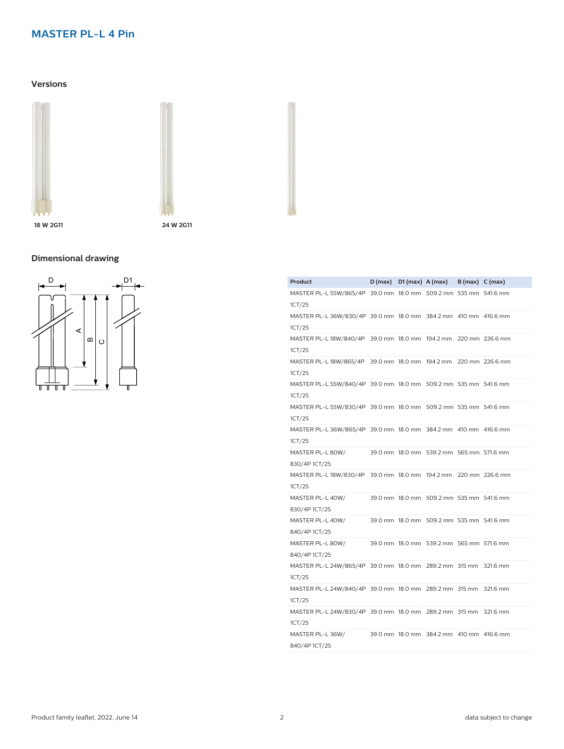# MASTER PL-L 4 Pin

## Versions

18 W 2G11

24 W 2G11

## Dimensional drawing

| Product | D (max) | D1 (max) | A (max) | B (max) | C (max) |
|---|---|---|---|---|---|
| MASTER PL-L 55W/865/4P 1CT/25 | 39.0 mm | 18.0 mm | 509.2 mm | 535 mm | 541.6 mm |
| MASTER PL-L 36W/830/4P 1CT/25 | 39.0 mm | 18.0 mm | 384.2 mm | 410 mm | 416.6 mm |
| MASTER PL-L 18W/840/4P 1CT/25 | 39.0 mm | 18.0 mm | 194.2 mm | 220 mm | 226.6 mm |
| MASTER PL-L 18W/865/4P 1CT/25 | 39.0 mm | 18.0 mm | 194.2 mm | 220 mm | 226.6 mm |
| MASTER PL-L 55W/840/4P 1CT/25 | 39.0 mm | 18.0 mm | 509.2 mm | 535 mm | 541.6 mm |
| MASTER PL-L 55W/830/4P 1CT/25 | 39.0 mm | 18.0 mm | 509.2 mm | 535 mm | 541.6 mm |
| MASTER PL-L 36W/865/4P 1CT/25 | 39.0 mm | 18.0 mm | 384.2 mm | 410 mm | 416.6 mm |
| MASTER PL-L 80W/830/4P 1CT/25 | 39.0 mm | 18.0 mm | 539.2 mm | 565 mm | 571.6 mm |
| MASTER PL-L 18W/830/4P 1CT/25 | 39.0 mm | 18.0 mm | 194.2 mm | 220 mm | 226.6 mm |
| MASTER PL-L 40W/830/4P 1CT/25 | 39.0 mm | 18.0 mm | 509.2 mm | 535 mm | 541.6 mm |
| MASTER PL-L 40W/840/4P 1CT/25 | 39.0 mm | 18.0 mm | 509.2 mm | 535 mm | 541.6 mm |
| MASTER PL-L 80W/840/4P 1CT/25 | 39.0 mm | 18.0 mm | 539.2 mm | 565 mm | 571.6 mm |
| MASTER PL-L 24W/865/4P 1CT/25 | 39.0 mm | 18.0 mm | 289.2 mm | 315 mm | 321.6 mm |
| MASTER PL-L 24W/840/4P 1CT/25 | 39.0 mm | 18.0 mm | 289.2 mm | 315 mm | 321.6 mm |
| MASTER PL-L 24W/830/4P 1CT/25 | 39.0 mm | 18.0 mm | 289.2 mm | 315 mm | 321.6 mm |
| MASTER PL-L 36W/840/4P 1CT/25 | 39.0 mm | 18.0 mm | 384.2 mm | 410 mm | 416.6 mm |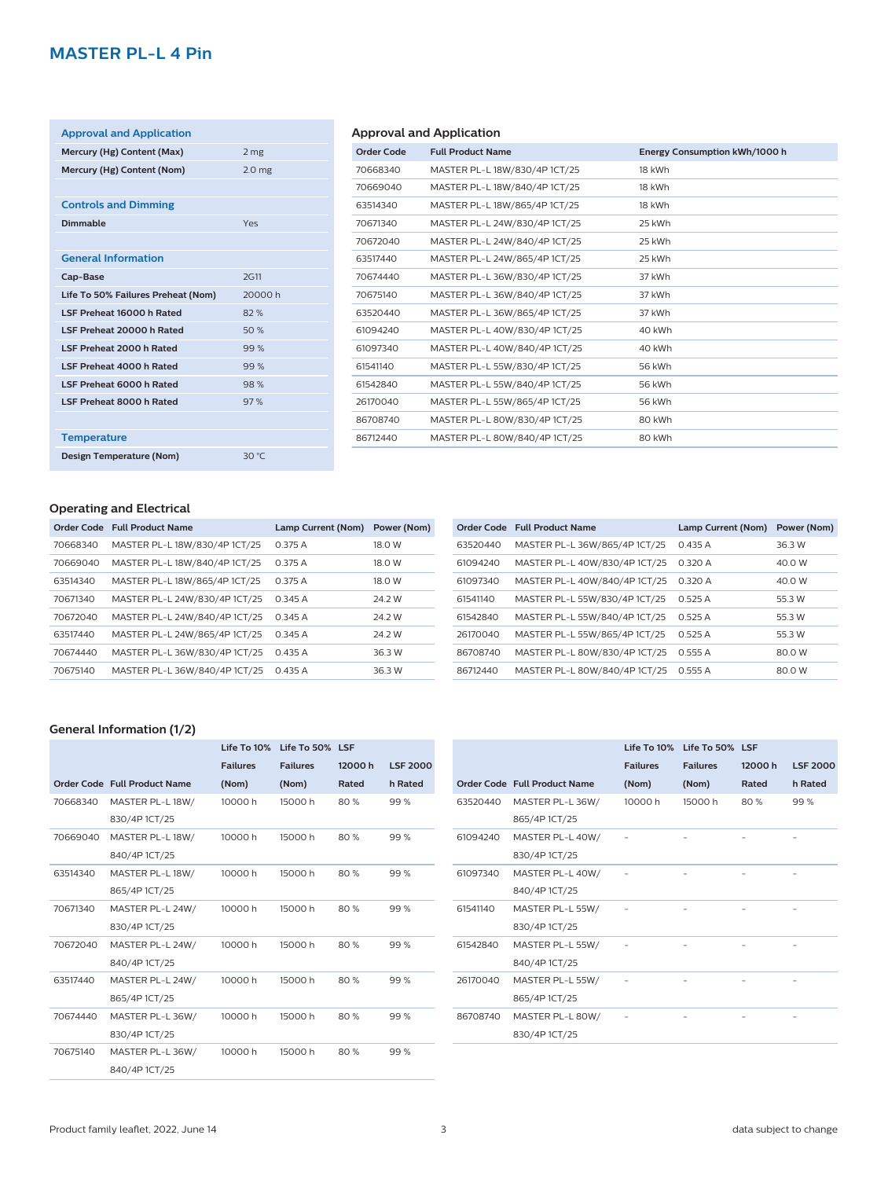# MASTER PL-L 4 Pin

| Approval and Application | |
|---|---|
| Mercury (Hg) Content (Max) | 2 mg |
| Mercury (Hg) Content (Nom) | 2.0 mg |

| Controls and Dimming | |
|---|---|
| Dimmable | Yes |

| General Information | |
|---|---|
| Cap-Base | 2G11 |
| Life To 50% Failures Preheat (Nom) | 20000 h |
| LSF Preheat 16000 h Rated | 82 % |
| LSF Preheat 20000 h Rated | 50 % |
| LSF Preheat 2000 h Rated | 99 % |
| LSF Preheat 4000 h Rated | 99 % |
| LSF Preheat 6000 h Rated | 98 % |
| LSF Preheat 8000 h Rated | 97 % |

| Temperature | |
|---|---|
| Design Temperature (Nom) | 30 °C |

## Approval and Application

| Order Code | Full Product Name | Energy Consumption kWh/1000 h |
|---|---|---|
| 70668340 | MASTER PL-L 18W/830/4P 1CT/25 | 18 kWh |
| 70669040 | MASTER PL-L 18W/840/4P 1CT/25 | 18 kWh |
| 63514340 | MASTER PL-L 18W/865/4P 1CT/25 | 18 kWh |
| 70671340 | MASTER PL-L 24W/830/4P 1CT/25 | 25 kWh |
| 70672040 | MASTER PL-L 24W/840/4P 1CT/25 | 25 kWh |
| 63517440 | MASTER PL-L 24W/865/4P 1CT/25 | 25 kWh |
| 70674440 | MASTER PL-L 36W/830/4P 1CT/25 | 37 kWh |
| 70675140 | MASTER PL-L 36W/840/4P 1CT/25 | 37 kWh |
| 63520440 | MASTER PL-L 36W/865/4P 1CT/25 | 37 kWh |
| 61094240 | MASTER PL-L 40W/830/4P 1CT/25 | 40 kWh |
| 61097340 | MASTER PL-L 40W/840/4P 1CT/25 | 40 kWh |
| 61541140 | MASTER PL-L 55W/830/4P 1CT/25 | 56 kWh |
| 61542840 | MASTER PL-L 55W/840/4P 1CT/25 | 56 kWh |
| 26170040 | MASTER PL-L 55W/865/4P 1CT/25 | 56 kWh |
| 86708740 | MASTER PL-L 80W/830/4P 1CT/25 | 80 kWh |
| 86712440 | MASTER PL-L 80W/840/4P 1CT/25 | 80 kWh |

## Operating and Electrical

| Order Code | Full Product Name | Lamp Current (Nom) | Power (Nom) |
|---|---|---|---|
| 70668340 | MASTER PL-L 18W/830/4P 1CT/25 | 0.375 A | 18.0 W |
| 70669040 | MASTER PL-L 18W/840/4P 1CT/25 | 0.375 A | 18.0 W |
| 63514340 | MASTER PL-L 18W/865/4P 1CT/25 | 0.375 A | 18.0 W |
| 70671340 | MASTER PL-L 24W/830/4P 1CT/25 | 0.345 A | 24.2 W |
| 70672040 | MASTER PL-L 24W/840/4P 1CT/25 | 0.345 A | 24.2 W |
| 63517440 | MASTER PL-L 24W/865/4P 1CT/25 | 0.345 A | 24.2 W |
| 70674440 | MASTER PL-L 36W/830/4P 1CT/25 | 0.435 A | 36.3 W |
| 70675140 | MASTER PL-L 36W/840/4P 1CT/25 | 0.435 A | 36.3 W |
| 63520440 | MASTER PL-L 36W/865/4P 1CT/25 | 0.435 A | 36.3 W |
| 61094240 | MASTER PL-L 40W/830/4P 1CT/25 | 0.320 A | 40.0 W |
| 61097340 | MASTER PL-L 40W/840/4P 1CT/25 | 0.320 A | 40.0 W |
| 61541140 | MASTER PL-L 55W/830/4P 1CT/25 | 0.525 A | 55.3 W |
| 61542840 | MASTER PL-L 55W/840/4P 1CT/25 | 0.525 A | 55.3 W |
| 26170040 | MASTER PL-L 55W/865/4P 1CT/25 | 0.525 A | 55.3 W |
| 86708740 | MASTER PL-L 80W/830/4P 1CT/25 | 0.555 A | 80.0 W |
| 86712440 | MASTER PL-L 80W/840/4P 1CT/25 | 0.555 A | 80.0 W |

## General Information (1/2)

| Order Code | Full Product Name | Life To 10% Failures (Nom) | Life To 50% Failures (Nom) | LSF 12000 h Rated | LSF 2000 h Rated |
|---|---|---|---|---|---|
| 70668340 | MASTER PL-L 18W/830/4P 1CT/25 | 10000 h | 15000 h | 80 % | 99 % |
| 70669040 | MASTER PL-L 18W/840/4P 1CT/25 | 10000 h | 15000 h | 80 % | 99 % |
| 63514340 | MASTER PL-L 18W/865/4P 1CT/25 | 10000 h | 15000 h | 80 % | 99 % |
| 70671340 | MASTER PL-L 24W/830/4P 1CT/25 | 10000 h | 15000 h | 80 % | 99 % |
| 70672040 | MASTER PL-L 24W/840/4P 1CT/25 | 10000 h | 15000 h | 80 % | 99 % |
| 63517440 | MASTER PL-L 24W/865/4P 1CT/25 | 10000 h | 15000 h | 80 % | 99 % |
| 70674440 | MASTER PL-L 36W/830/4P 1CT/25 | 10000 h | 15000 h | 80 % | 99 % |
| 70675140 | MASTER PL-L 36W/840/4P 1CT/25 | 10000 h | 15000 h | 80 % | 99 % |
| 63520440 | MASTER PL-L 36W/865/4P 1CT/25 | 10000 h | 15000 h | 80 % | 99 % |
| 61094240 | MASTER PL-L 40W/830/4P 1CT/25 | - | - | - | - |
| 61097340 | MASTER PL-L 40W/840/4P 1CT/25 | - | - | - | - |
| 61541140 | MASTER PL-L 55W/830/4P 1CT/25 | - | - | - | - |
| 61542840 | MASTER PL-L 55W/840/4P 1CT/25 | - | - | - | - |
| 26170040 | MASTER PL-L 55W/865/4P 1CT/25 | - | - | - | - |
| 86708740 | MASTER PL-L 80W/830/4P 1CT/25 | - | - | - | - |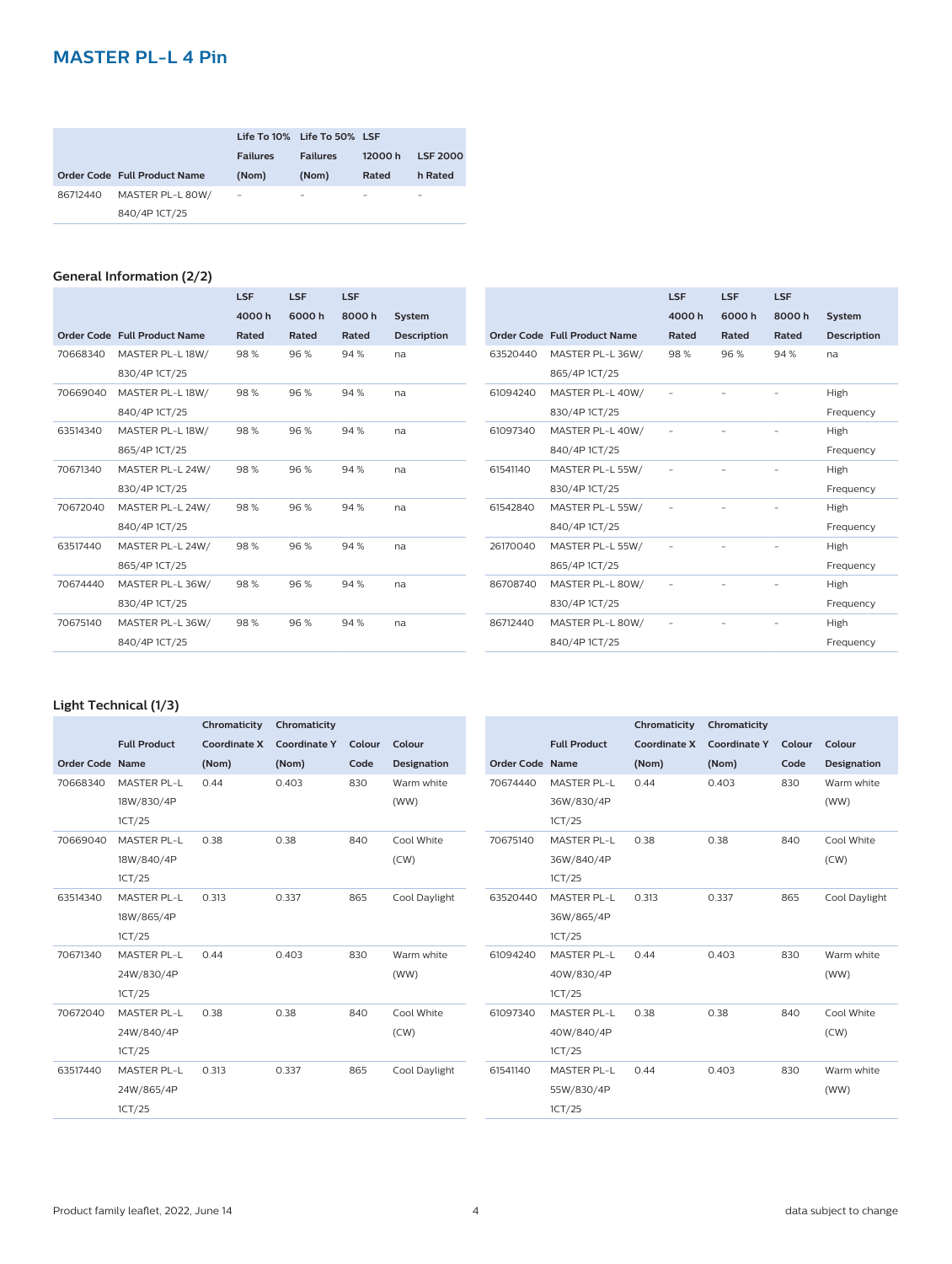## MASTER PL-L 4 Pin

| Order Code | Full Product Name | Life To 10% Failures (Nom) | Life To 50% Failures (Nom) | LSF 12000 h Rated | LSF 2000 h Rated |
|---|---|---|---|---|---|
| 86712440 | MASTER PL-L 80W/840/4P 1CT/25 | - | - | - | - |

### General Information (2/2)

| Order Code | Full Product Name | LSF 4000 h Rated | LSF 6000 h Rated | LSF 8000 h Rated | System Description |
|---|---|---|---|---|---|
| 70668340 | MASTER PL-L 18W/830/4P 1CT/25 | 98 % | 96 % | 94 % | na |
| 70669040 | MASTER PL-L 18W/840/4P 1CT/25 | 98 % | 96 % | 94 % | na |
| 63514340 | MASTER PL-L 18W/865/4P 1CT/25 | 98 % | 96 % | 94 % | na |
| 70671340 | MASTER PL-L 24W/830/4P 1CT/25 | 98 % | 96 % | 94 % | na |
| 70672040 | MASTER PL-L 24W/840/4P 1CT/25 | 98 % | 96 % | 94 % | na |
| 63517440 | MASTER PL-L 24W/865/4P 1CT/25 | 98 % | 96 % | 94 % | na |
| 70674440 | MASTER PL-L 36W/830/4P 1CT/25 | 98 % | 96 % | 94 % | na |
| 70675140 | MASTER PL-L 36W/840/4P 1CT/25 | 98 % | 96 % | 94 % | na |
| 63520440 | MASTER PL-L 36W/865/4P 1CT/25 | 98 % | 96 % | 94 % | na |
| 61094240 | MASTER PL-L 40W/830/4P 1CT/25 | - | - | - | High Frequency |
| 61097340 | MASTER PL-L 40W/840/4P 1CT/25 | - | - | - | High Frequency |
| 61541140 | MASTER PL-L 55W/830/4P 1CT/25 | - | - | - | High Frequency |
| 61542840 | MASTER PL-L 55W/840/4P 1CT/25 | - | - | - | High Frequency |
| 26170040 | MASTER PL-L 55W/865/4P 1CT/25 | - | - | - | High Frequency |
| 86708740 | MASTER PL-L 80W/830/4P 1CT/25 | - | - | - | High Frequency |
| 86712440 | MASTER PL-L 80W/840/4P 1CT/25 | - | - | - | High Frequency |

### Light Technical (1/3)

| Order Code | Full Product Name | Chromaticity Coordinate X (Nom) | Chromaticity Coordinate Y (Nom) | Colour Code | Colour Designation |
|---|---|---|---|---|---|
| 70668340 | MASTER PL-L 18W/830/4P 1CT/25 | 0.44 | 0.403 | 830 | Warm white (WW) |
| 70669040 | MASTER PL-L 18W/840/4P 1CT/25 | 0.38 | 0.38 | 840 | Cool White (CW) |
| 63514340 | MASTER PL-L 18W/865/4P 1CT/25 | 0.313 | 0.337 | 865 | Cool Daylight |
| 70671340 | MASTER PL-L 24W/830/4P 1CT/25 | 0.44 | 0.403 | 830 | Warm white (WW) |
| 70672040 | MASTER PL-L 24W/840/4P 1CT/25 | 0.38 | 0.38 | 840 | Cool White (CW) |
| 63517440 | MASTER PL-L 24W/865/4P 1CT/25 | 0.313 | 0.337 | 865 | Cool Daylight |
| 70674440 | MASTER PL-L 36W/830/4P 1CT/25 | 0.44 | 0.403 | 830 | Warm white (WW) |
| 70675140 | MASTER PL-L 36W/840/4P 1CT/25 | 0.38 | 0.38 | 840 | Cool White (CW) |
| 63520440 | MASTER PL-L 36W/865/4P 1CT/25 | 0.313 | 0.337 | 865 | Cool Daylight |
| 61094240 | MASTER PL-L 40W/830/4P 1CT/25 | 0.44 | 0.403 | 830 | Warm white (WW) |
| 61097340 | MASTER PL-L 40W/840/4P 1CT/25 | 0.38 | 0.38 | 840 | Cool White (CW) |
| 61541140 | MASTER PL-L 55W/830/4P 1CT/25 | 0.44 | 0.403 | 830 | Warm white (WW) |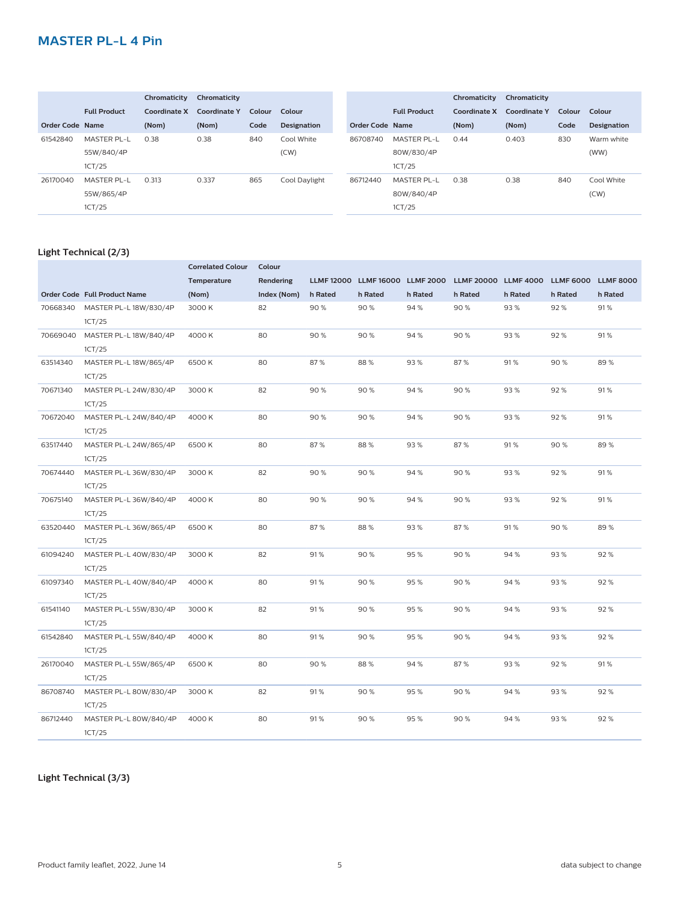# MASTER PL-L 4 Pin

| Order Code | Full Product Name | Chromaticity Coordinate X (Nom) | Chromaticity Coordinate Y (Nom) | Colour Code | Colour Designation |
|---|---|---|---|---|---|
| 61542840 | MASTER PL-L 55W/840/4P 1CT/25 | 0.38 | 0.38 | 840 | Cool White (CW) |
| 26170040 | MASTER PL-L 55W/865/4P 1CT/25 | 0.313 | 0.337 | 865 | Cool Daylight |
| 86708740 | MASTER PL-L 80W/830/4P 1CT/25 | 0.44 | 0.403 | 830 | Warm white (WW) |
| 86712440 | MASTER PL-L 80W/840/4P 1CT/25 | 0.38 | 0.38 | 840 | Cool White (CW) |

## Light Technical (2/3)

| Order Code | Full Product Name | Correlated Colour Temperature (Nom) | Colour Rendering Index (Nom) | LLMF 12000 h Rated | LLMF 16000 h Rated | LLMF 2000 h Rated | LLMF 20000 h Rated | LLMF 4000 h Rated | LLMF 6000 h Rated | LLMF 8000 h Rated |
|---|---|---|---|---|---|---|---|---|---|---|
| 70668340 | MASTER PL-L 18W/830/4P 1CT/25 | 3000 K | 82 | 90 % | 90 % | 94 % | 90 % | 93 % | 92 % | 91 % |
| 70669040 | MASTER PL-L 18W/840/4P 1CT/25 | 4000 K | 80 | 90 % | 90 % | 94 % | 90 % | 93 % | 92 % | 91 % |
| 63514340 | MASTER PL-L 18W/865/4P 1CT/25 | 6500 K | 80 | 87 % | 88 % | 93 % | 87 % | 91 % | 90 % | 89 % |
| 70671340 | MASTER PL-L 24W/830/4P 1CT/25 | 3000 K | 82 | 90 % | 90 % | 94 % | 90 % | 93 % | 92 % | 91 % |
| 70672040 | MASTER PL-L 24W/840/4P 1CT/25 | 4000 K | 80 | 90 % | 90 % | 94 % | 90 % | 93 % | 92 % | 91 % |
| 63517440 | MASTER PL-L 24W/865/4P 1CT/25 | 6500 K | 80 | 87 % | 88 % | 93 % | 87 % | 91 % | 90 % | 89 % |
| 70674440 | MASTER PL-L 36W/830/4P 1CT/25 | 3000 K | 82 | 90 % | 90 % | 94 % | 90 % | 93 % | 92 % | 91 % |
| 70675140 | MASTER PL-L 36W/840/4P 1CT/25 | 4000 K | 80 | 90 % | 90 % | 94 % | 90 % | 93 % | 92 % | 91 % |
| 63520440 | MASTER PL-L 36W/865/4P 1CT/25 | 6500 K | 80 | 87 % | 88 % | 93 % | 87 % | 91 % | 90 % | 89 % |
| 61094240 | MASTER PL-L 40W/830/4P 1CT/25 | 3000 K | 82 | 91 % | 90 % | 95 % | 90 % | 94 % | 93 % | 92 % |
| 61097340 | MASTER PL-L 40W/840/4P 1CT/25 | 4000 K | 80 | 91 % | 90 % | 95 % | 90 % | 94 % | 93 % | 92 % |
| 61541140 | MASTER PL-L 55W/830/4P 1CT/25 | 3000 K | 82 | 91 % | 90 % | 95 % | 90 % | 94 % | 93 % | 92 % |
| 61542840 | MASTER PL-L 55W/840/4P 1CT/25 | 4000 K | 80 | 91 % | 90 % | 95 % | 90 % | 94 % | 93 % | 92 % |
| 26170040 | MASTER PL-L 55W/865/4P 1CT/25 | 6500 K | 80 | 90 % | 88 % | 94 % | 87 % | 93 % | 92 % | 91 % |
| 86708740 | MASTER PL-L 80W/830/4P 1CT/25 | 3000 K | 82 | 91 % | 90 % | 95 % | 90 % | 94 % | 93 % | 92 % |
| 86712440 | MASTER PL-L 80W/840/4P 1CT/25 | 4000 K | 80 | 91 % | 90 % | 95 % | 90 % | 94 % | 93 % | 92 % |

## Light Technical (3/3)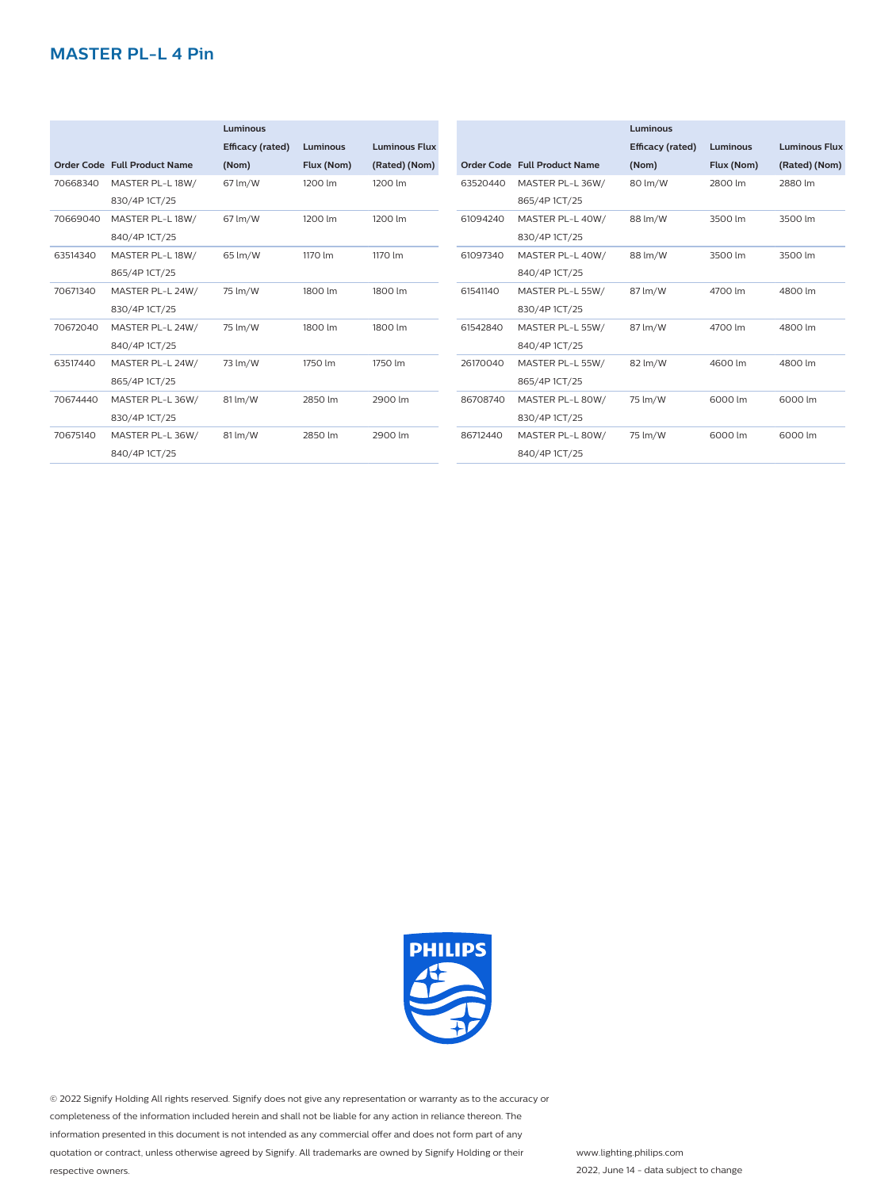## MASTER PL-L 4 Pin

| Order Code | Full Product Name | Luminous Efficacy (rated) (Nom) | Luminous Flux (Nom) | Luminous Flux (Rated) (Nom) |
|---|---|---|---|---|
| 70668340 | MASTER PL-L 18W/ 830/4P 1CT/25 | 67 lm/W | 1200 lm | 1200 lm |
| 70669040 | MASTER PL-L 18W/ 840/4P 1CT/25 | 67 lm/W | 1200 lm | 1200 lm |
| 63514340 | MASTER PL-L 18W/ 865/4P 1CT/25 | 65 lm/W | 1170 lm | 1170 lm |
| 70671340 | MASTER PL-L 24W/ 830/4P 1CT/25 | 75 lm/W | 1800 lm | 1800 lm |
| 70672040 | MASTER PL-L 24W/ 840/4P 1CT/25 | 75 lm/W | 1800 lm | 1800 lm |
| 63517440 | MASTER PL-L 24W/ 865/4P 1CT/25 | 73 lm/W | 1750 lm | 1750 lm |
| 70674440 | MASTER PL-L 36W/ 830/4P 1CT/25 | 81 lm/W | 2850 lm | 2900 lm |
| 70675140 | MASTER PL-L 36W/ 840/4P 1CT/25 | 81 lm/W | 2850 lm | 2900 lm |

| Order Code | Full Product Name | Luminous Efficacy (rated) (Nom) | Luminous Flux (Nom) | Luminous Flux (Rated) (Nom) |
|---|---|---|---|---|
| 63520440 | MASTER PL-L 36W/ 865/4P 1CT/25 | 80 lm/W | 2800 lm | 2880 lm |
| 61094240 | MASTER PL-L 40W/ 830/4P 1CT/25 | 88 lm/W | 3500 lm | 3500 lm |
| 61097340 | MASTER PL-L 40W/ 840/4P 1CT/25 | 88 lm/W | 3500 lm | 3500 lm |
| 61541140 | MASTER PL-L 55W/ 830/4P 1CT/25 | 87 lm/W | 4700 lm | 4800 lm |
| 61542840 | MASTER PL-L 55W/ 840/4P 1CT/25 | 87 lm/W | 4700 lm | 4800 lm |
| 26170040 | MASTER PL-L 55W/ 865/4P 1CT/25 | 82 lm/W | 4600 lm | 4800 lm |
| 86708740 | MASTER PL-L 80W/ 830/4P 1CT/25 | 75 lm/W | 6000 lm | 6000 lm |
| 86712440 | MASTER PL-L 80W/ 840/4P 1CT/25 | 75 lm/W | 6000 lm | 6000 lm |

PHILIPS

© 2022 Signify Holding All rights reserved. Signify does not give any representation or warranty as to the accuracy or completeness of the information included herein and shall not be liable for any action in reliance thereon. The information presented in this document is not intended as any commercial offer and does not form part of any quotation or contract, unless otherwise agreed by Signify. All trademarks are owned by Signify Holding or their respective owners.

www.lighting.philips.com

2022, June 14 - data subject to change